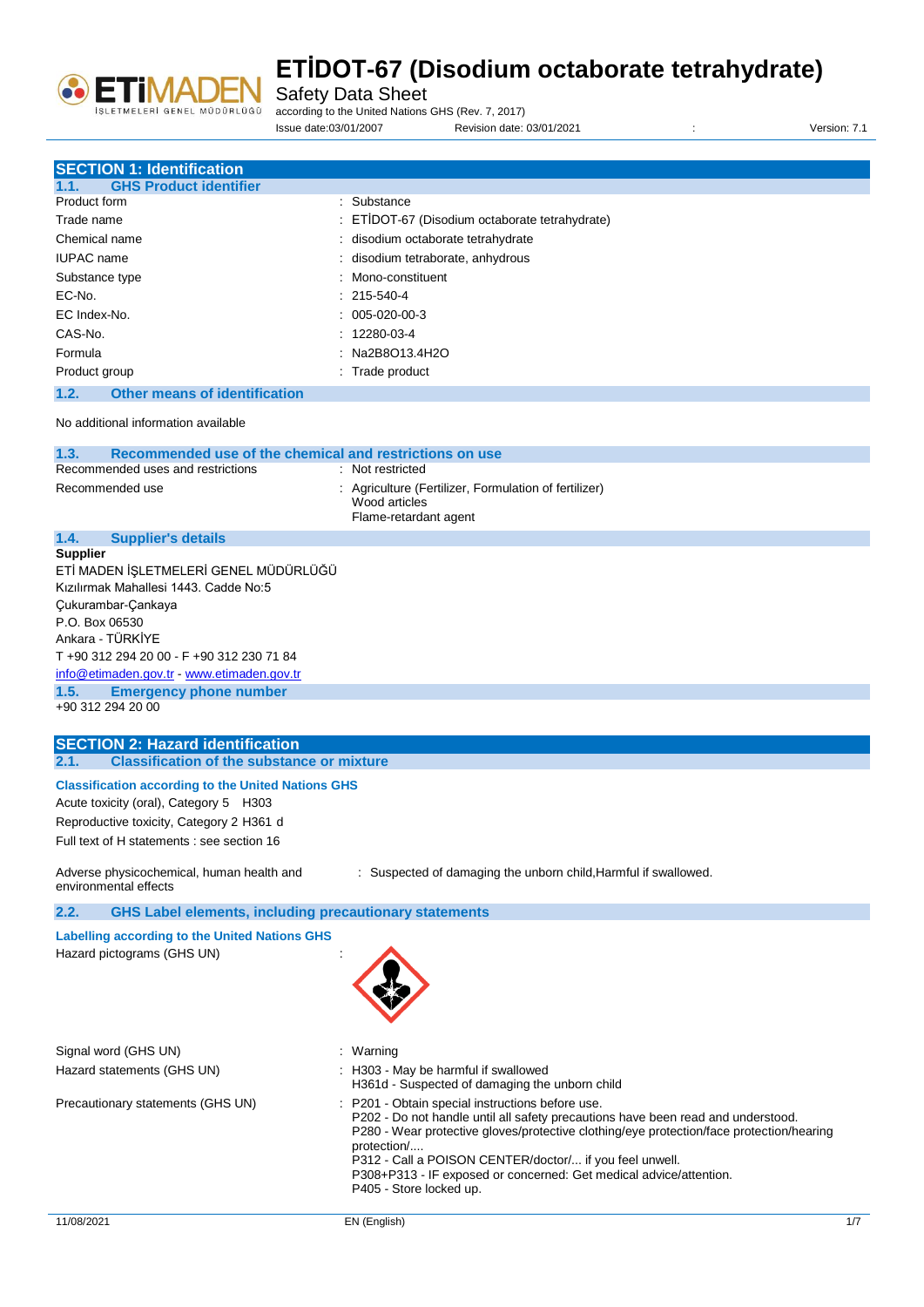# ETİDOT-67 (Disodium octaborate tetrahydrate)

Safety Data Sheet

according to the United Nations GHS (Rev. 7, 2017)

Issue date:03/01/2007 Revision date: 03/01/2021 : Version: 7.1

## SECTION 1: Identification

### 1.1. GHS Product identifier

| | |
|---|---|
| Product form | : Substance |
| Trade name | : ETİDOT-67 (Disodium octaborate tetrahydrate) |
| Chemical name | : disodium octaborate tetrahydrate |
| IUPAC name | : disodium tetraborate, anhydrous |
| Substance type | : Mono-constituent |
| EC-No. | : 215-540-4 |
| EC Index-No. | : 005-020-00-3 |
| CAS-No. | : 12280-03-4 |
| Formula | : $Na_2B_8O_{13}.4H_2O$ |
| Product group | : Trade product |

### 1.2. Other means of identification

No additional information available

### 1.3. Recommended use of the chemical and restrictions on use

| | |
|---|---|
| Recommended uses and restrictions | : Not restricted |
| Recommended use | : Agriculture (Fertilizer, Formulation of fertilizer)<br>Wood articles<br>Flame-retardant agent |

### 1.4. Supplier's details

**Supplier**

ETİ MADEN İŞLETMELERİ GENEL MÜDÜRLÜĞÜ
Kızılırmak Mahallesi 1443. Cadde No:5
Çukurambar-Çankaya
P.O. Box 06530
Ankara - TÜRKİYE
T +90 312 294 20 00 - F +90 312 230 71 84
info@etimaden.gov.tr - www.etimaden.gov.tr

### 1.5. Emergency phone number

+90 312 294 20 00

## SECTION 2: Hazard identification

### 2.1. Classification of the substance or mixture

**Classification according to the United Nations GHS**

Acute toxicity (oral), Category 5 H303
Reproductive toxicity, Category 2 H361 d
Full text of H statements : see section 16

Adverse physicochemical, human health and environmental effects : Suspected of damaging the unborn child,Harmful if swallowed.

### 2.2. GHS Label elements, including precautionary statements

**Labelling according to the United Nations GHS**

Hazard pictograms (GHS UN) :

| | |
|---|---|
| Signal word (GHS UN) | : Warning |
| Hazard statements (GHS UN) | : H303 - May be harmful if swallowed<br>H361d - Suspected of damaging the unborn child |
| Precautionary statements (GHS UN) | : P201 - Obtain special instructions before use.<br>P202 - Do not handle until all safety precautions have been read and understood.<br>P280 - Wear protective gloves/protective clothing/eye protection/face protection/hearing protection/....<br>P312 - Call a POISON CENTER/doctor/... if you feel unwell.<br>P308+P313 - IF exposed or concerned: Get medical advice/attention.<br>P405 - Store locked up. |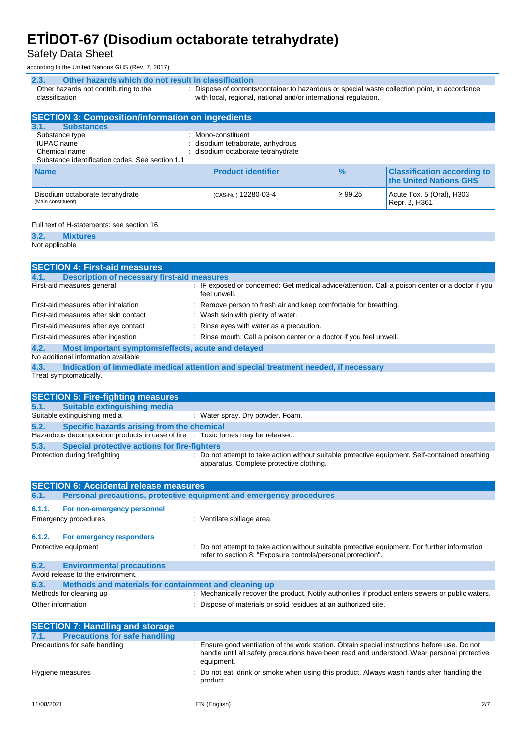### 2.3. Other hazards which do not result in classification

Other hazards not contributing to the classification : Dispose of contents/container to hazardous or special waste collection point, in accordance with local, regional, national and/or international regulation.

## SECTION 3: Composition/information on ingredients

### 3.1. Substances

Substance type : Mono-constituent

IUPAC name : disodium tetraborate, anhydrous

Chemical name : disodium octaborate tetrahydrate

Substance identification codes: See section 1.1

| Name | Product identifier | % | Classification according to the United Nations GHS |
|---|---|---|---|
| Disodium octaborate tetrahydrate (Main constituent) | (CAS-No.) 12280-03-4 | ≥ 99.25 | Acute Tox. 5 (Oral), H303<br>Repr. 2, H361 |

Full text of H-statements: see section 16

### 3.2. Mixtures

Not applicable

## SECTION 4: First-aid measures

### 4.1. Description of necessary first-aid measures

First-aid measures general : IF exposed or concerned: Get medical advice/attention. Call a poison center or a doctor if you feel unwell.

First-aid measures after inhalation : Remove person to fresh air and keep comfortable for breathing.

First-aid measures after skin contact : Wash skin with plenty of water.

First-aid measures after eye contact : Rinse eyes with water as a precaution.

First-aid measures after ingestion : Rinse mouth. Call a poison center or a doctor if you feel unwell.

### 4.2. Most important symptoms/effects, acute and delayed

No additional information available

### 4.3. Indication of immediate medical attention and special treatment needed, if necessary

Treat symptomatically.

## SECTION 5: Fire-fighting measures

### 5.1. Suitable extinguishing media

Suitable extinguishing media : Water spray. Dry powder. Foam.

### 5.2. Specific hazards arising from the chemical

Hazardous decomposition products in case of fire : Toxic fumes may be released.

### 5.3. Special protective actions for fire-fighters

Protection during firefighting : Do not attempt to take action without suitable protective equipment. Self-contained breathing apparatus. Complete protective clothing.

## SECTION 6: Accidental release measures

### 6.1. Personal precautions, protective equipment and emergency procedures

#### 6.1.1. For non-emergency personnel

Emergency procedures : Ventilate spillage area.

#### 6.1.2. For emergency responders

Protective equipment : Do not attempt to take action without suitable protective equipment. For further information refer to section 8: "Exposure controls/personal protection".

### 6.2. Environmental precautions

Avoid release to the environment.

### 6.3. Methods and materials for containment and cleaning up

Methods for cleaning up : Mechanically recover the product. Notify authorities if product enters sewers or public waters.

Other information : Dispose of materials or solid residues at an authorized site.

## SECTION 7: Handling and storage

### 7.1. Precautions for safe handling

Precautions for safe handling : Ensure good ventilation of the work station. Obtain special instructions before use. Do not handle until all safety precautions have been read and understood. Wear personal protective equipment.

Hygiene measures : Do not eat, drink or smoke when using this product. Always wash hands after handling the product.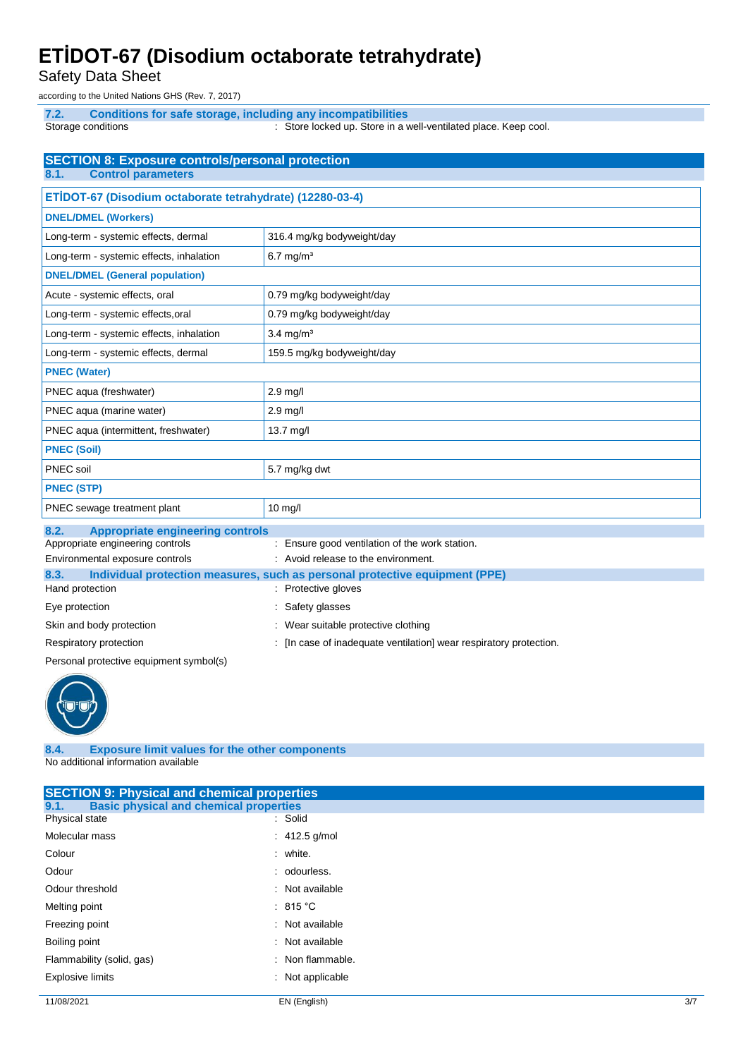### 7.2. Conditions for safe storage, including any incompatibilities

Storage conditions : Store locked up. Store in a well-ventilated place. Keep cool.

## SECTION 8: Exposure controls/personal protection

### 8.1. Control parameters

| ETİDOT-67 (Disodium octaborate tetrahydrate) (12280-03-4) | |
|---|---|
| **DNEL/DMEL (Workers)** | |
| Long-term - systemic effects, dermal | 316.4 mg/kg bodyweight/day |
| Long-term - systemic effects, inhalation | 6.7 mg/m³ |
| **DNEL/DMEL (General population)** | |
| Acute - systemic effects, oral | 0.79 mg/kg bodyweight/day |
| Long-term - systemic effects,oral | 0.79 mg/kg bodyweight/day |
| Long-term - systemic effects, inhalation | 3.4 mg/m³ |
| Long-term - systemic effects, dermal | 159.5 mg/kg bodyweight/day |
| **PNEC (Water)** | |
| PNEC aqua (freshwater) | 2.9 mg/l |
| PNEC aqua (marine water) | 2.9 mg/l |
| PNEC aqua (intermittent, freshwater) | 13.7 mg/l |
| **PNEC (Soil)** | |
| PNEC soil | 5.7 mg/kg dwt |
| **PNEC (STP)** | |
| PNEC sewage treatment plant | 10 mg/l |

### 8.2. Appropriate engineering controls

Appropriate engineering controls : Ensure good ventilation of the work station.

Environmental exposure controls : Avoid release to the environment.

### 8.3. Individual protection measures, such as personal protective equipment (PPE)

Hand protection : Protective gloves

Eye protection : Safety glasses

Skin and body protection : Wear suitable protective clothing

Respiratory protection : [In case of inadequate ventilation] wear respiratory protection.

Personal protective equipment symbol(s)

### 8.4. Exposure limit values for the other components

No additional information available

## SECTION 9: Physical and chemical properties

### 9.1. Basic physical and chemical properties

Physical state : Solid

Molecular mass : 412.5 g/mol

Colour : white.

Odour : odourless.

Odour threshold : Not available

Melting point : 815 °C

Freezing point : Not available

Boiling point : Not available

Flammability (solid, gas) : Non flammable.

Explosive limits : Not applicable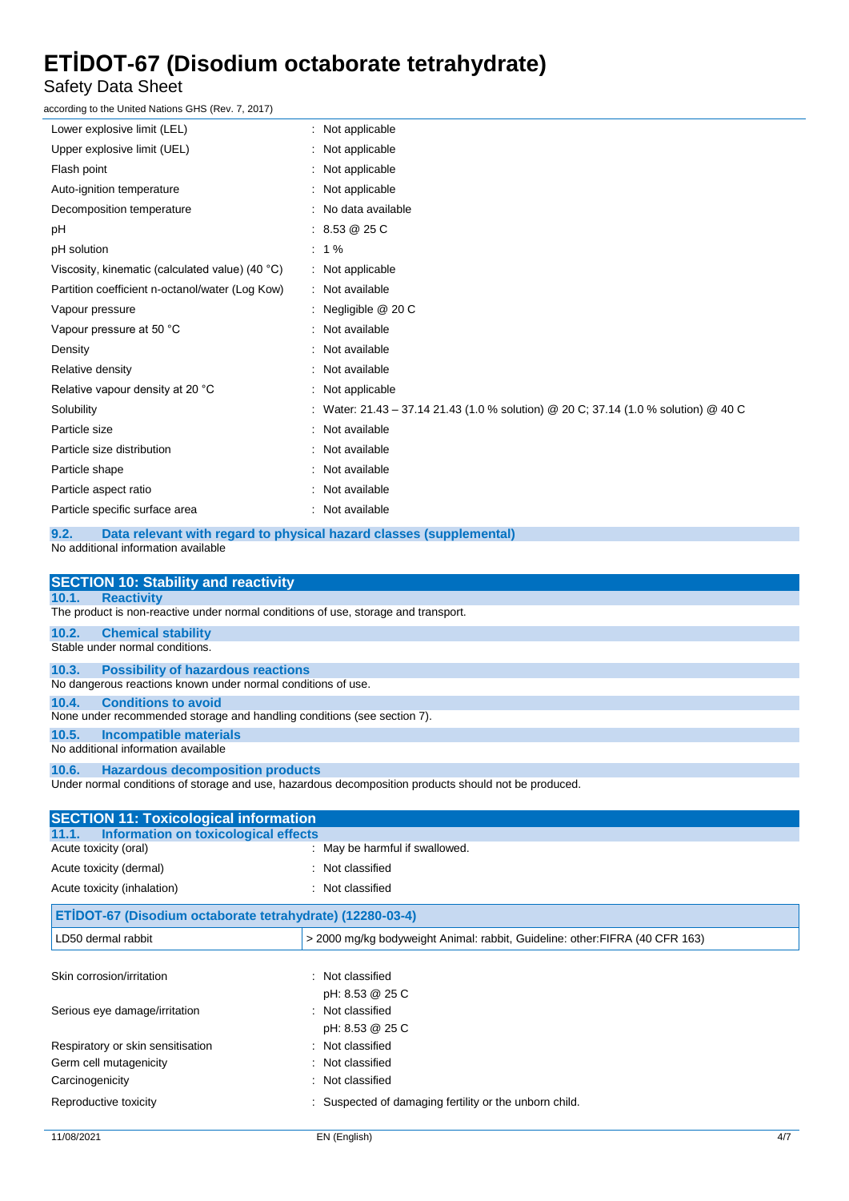| | |
|---|---|
| Lower explosive limit (LEL) | : Not applicable |
| Upper explosive limit (UEL) | : Not applicable |
| Flash point | : Not applicable |
| Auto-ignition temperature | : Not applicable |
| Decomposition temperature | : No data available |
| pH | : 8.53 @ 25 C |
| pH solution | : 1 % |
| Viscosity, kinematic (calculated value) (40 °C) | : Not applicable |
| Partition coefficient n-octanol/water (Log Kow) | : Not available |
| Vapour pressure | : Negligible @ 20 C |
| Vapour pressure at 50 °C | : Not available |
| Density | : Not available |
| Relative density | : Not available |
| Relative vapour density at 20 °C | : Not applicable |
| Solubility | : Water: 21.43 – 37.14 21.43 (1.0 % solution) @ 20 C; 37.14 (1.0 % solution) @ 40 C |
| Particle size | : Not available |
| Particle size distribution | : Not available |
| Particle shape | : Not available |
| Particle aspect ratio | : Not available |
| Particle specific surface area | : Not available |

### 9.2. Data relevant with regard to physical hazard classes (supplemental)

No additional information available

## SECTION 10: Stability and reactivity

### 10.1. Reactivity

The product is non-reactive under normal conditions of use, storage and transport.

### 10.2. Chemical stability

Stable under normal conditions.

### 10.3. Possibility of hazardous reactions

No dangerous reactions known under normal conditions of use.

### 10.4. Conditions to avoid

None under recommended storage and handling conditions (see section 7).

### 10.5. Incompatible materials

No additional information available

### 10.6. Hazardous decomposition products

Under normal conditions of storage and use, hazardous decomposition products should not be produced.

## SECTION 11: Toxicological information

### 11.1. Information on toxicological effects

| | |
|---|---|
| Acute toxicity (oral) | : May be harmful if swallowed. |
| Acute toxicity (dermal) | : Not classified |
| Acute toxicity (inhalation) | : Not classified |

| ETİDOT-67 (Disodium octaborate tetrahydrate) (12280-03-4) | |
|---|---|
| LD50 dermal rabbit | > 2000 mg/kg bodyweight Animal: rabbit, Guideline: other:FIFRA (40 CFR 163) |

| | |
|---|---|
| Skin corrosion/irritation | : Not classified<br>pH: 8.53 @ 25 C |
| Serious eye damage/irritation | : Not classified<br>pH: 8.53 @ 25 C |
| Respiratory or skin sensitisation | : Not classified |
| Germ cell mutagenicity | : Not classified |
| Carcinogenicity | : Not classified |
| Reproductive toxicity | : Suspected of damaging fertility or the unborn child. |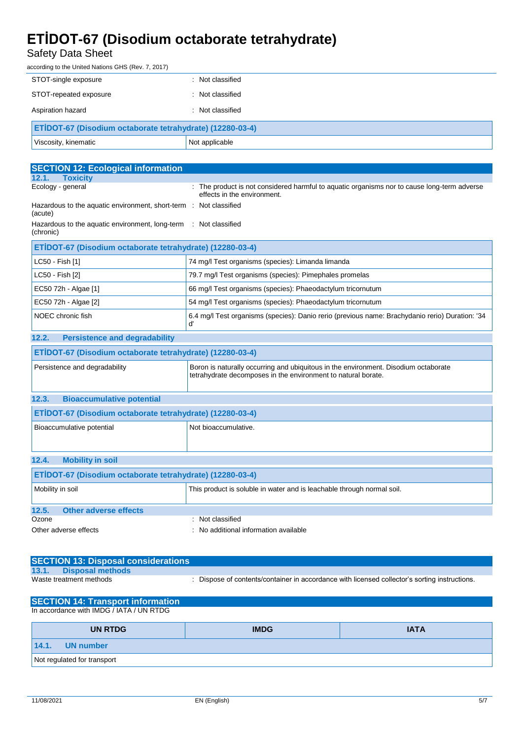| | |
|---|---|
| STOT-single exposure | : Not classified |
| STOT-repeated exposure | : Not classified |
| Aspiration hazard | : Not classified |

| ETİDOT-67 (Disodium octaborate tetrahydrate) (12280-03-4) | |
|---|---|
| Viscosity, kinematic | Not applicable |

## SECTION 12: Ecological information

### 12.1. Toxicity

| | |
|---|---|
| Ecology - general | : The product is not considered harmful to aquatic organisms nor to cause long-term adverse effects in the environment. |
| Hazardous to the aquatic environment, short-term (acute) | : Not classified |
| Hazardous to the aquatic environment, long-term (chronic) | : Not classified |

| ETİDOT-67 (Disodium octaborate tetrahydrate) (12280-03-4) | |
|---|---|
| LC50 - Fish [1] | 74 mg/l Test organisms (species): Limanda limanda |
| LC50 - Fish [2] | 79.7 mg/l Test organisms (species): Pimephales promelas |
| EC50 72h - Algae [1] | 66 mg/l Test organisms (species): Phaeodactylum tricornutum |
| EC50 72h - Algae [2] | 54 mg/l Test organisms (species): Phaeodactylum tricornutum |
| NOEC chronic fish | 6.4 mg/l Test organisms (species): Danio rerio (previous name: Brachydanio rerio) Duration: '34 d' |

### 12.2. Persistence and degradability

| ETİDOT-67 (Disodium octaborate tetrahydrate) (12280-03-4) | |
|---|---|
| Persistence and degradability | Boron is naturally occurring and ubiquitous in the environment. Disodium octaborate tetrahydrate decomposes in the environment to natural borate. |

### 12.3. Bioaccumulative potential

| ETİDOT-67 (Disodium octaborate tetrahydrate) (12280-03-4) | |
|---|---|
| Bioaccumulative potential | Not bioaccumulative. |

### 12.4. Mobility in soil

| ETİDOT-67 (Disodium octaborate tetrahydrate) (12280-03-4) | |
|---|---|
| Mobility in soil | This product is soluble in water and is leachable through normal soil. |

### 12.5. Other adverse effects

| | |
|---|---|
| Ozone | : Not classified |
| Other adverse effects | : No additional information available |

## SECTION 13: Disposal considerations

### 13.1. Disposal methods

| | |
|---|---|
| Waste treatment methods | : Dispose of contents/container in accordance with licensed collector's sorting instructions. |

## SECTION 14: Transport information

In accordance with IMDG / IATA / UN RTDG

| UN RTDG | IMDG | IATA |
|---|---|---|
| **14.1. UN number** | | |
| Not regulated for transport | | |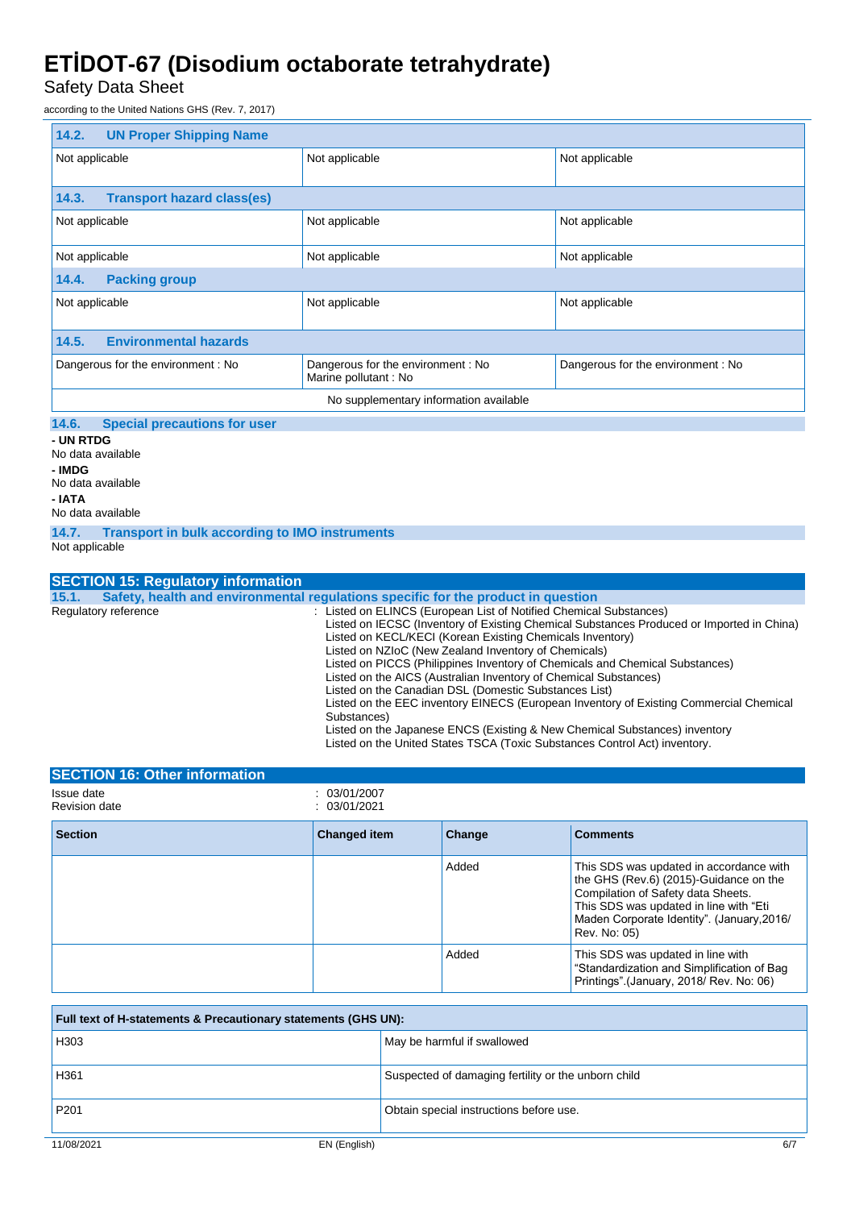| 14.2. UN Proper Shipping Name | | |
|---|---|---|
| Not applicable | Not applicable | Not applicable |
| **14.3. Transport hazard class(es)** | | |
| Not applicable | Not applicable | Not applicable |
| Not applicable | Not applicable | Not applicable |
| **14.4. Packing group** | | |
| Not applicable | Not applicable | Not applicable |
| **14.5. Environmental hazards** | | |
| Dangerous for the environment : No | Dangerous for the environment : No<br>Marine pollutant : No | Dangerous for the environment : No |
| No supplementary information available | | |

### 14.6. Special precautions for user

**- UN RTDG**
No data available

**- IMDG**
No data available

**- IATA**
No data available

### 14.7. Transport in bulk according to IMO instruments

Not applicable

## SECTION 15: Regulatory information

### 15.1. Safety, health and environmental regulations specific for the product in question

Regulatory reference : Listed on ELINCS (European List of Notified Chemical Substances)
Listed on IECSC (Inventory of Existing Chemical Substances Produced or Imported in China)
Listed on KECL/KECI (Korean Existing Chemicals Inventory)
Listed on NZIoC (New Zealand Inventory of Chemicals)
Listed on PICCS (Philippines Inventory of Chemicals and Chemical Substances)
Listed on the AICS (Australian Inventory of Chemical Substances)
Listed on the Canadian DSL (Domestic Substances List)
Listed on the EEC inventory EINECS (European Inventory of Existing Commercial Chemical Substances)
Listed on the Japanese ENCS (Existing & New Chemical Substances) inventory
Listed on the United States TSCA (Toxic Substances Control Act) inventory.

## SECTION 16: Other information

Issue date : 03/01/2007
Revision date : 03/01/2021

| Section | Changed item | Change | Comments |
|---|---|---|---|
| | | Added | This SDS was updated in accordance with the GHS (Rev.6) (2015)-Guidance on the Compilation of Safety data Sheets. This SDS was updated in line with "Eti Maden Corporate Identity". (January,2016/ Rev. No: 05) |
| | | Added | This SDS was updated in line with "Standardization and Simplification of Bag Printings".(January, 2018/ Rev. No: 06) |

| Full text of H-statements & Precautionary statements (GHS UN): | |
|---|---|
| H303 | May be harmful if swallowed |
| H361 | Suspected of damaging fertility or the unborn child |
| P201 | Obtain special instructions before use. |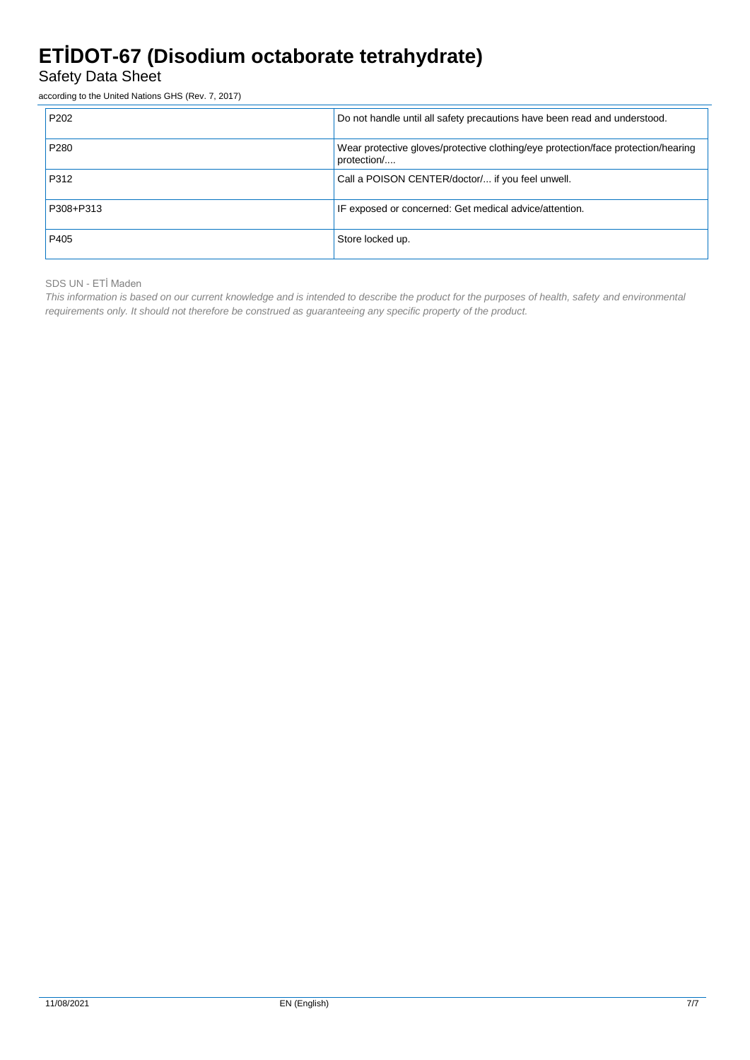| | |
|---|---|
| P202 | Do not handle until all safety precautions have been read and understood. |
| P280 | Wear protective gloves/protective clothing/eye protection/face protection/hearing protection/.... |
| P312 | Call a POISON CENTER/doctor/... if you feel unwell. |
| P308+P313 | IF exposed or concerned: Get medical advice/attention. |
| P405 | Store locked up. |

SDS UN - ETİ Maden

*This information is based on our current knowledge and is intended to describe the product for the purposes of health, safety and environmental requirements only. It should not therefore be construed as guaranteeing any specific property of the product.*